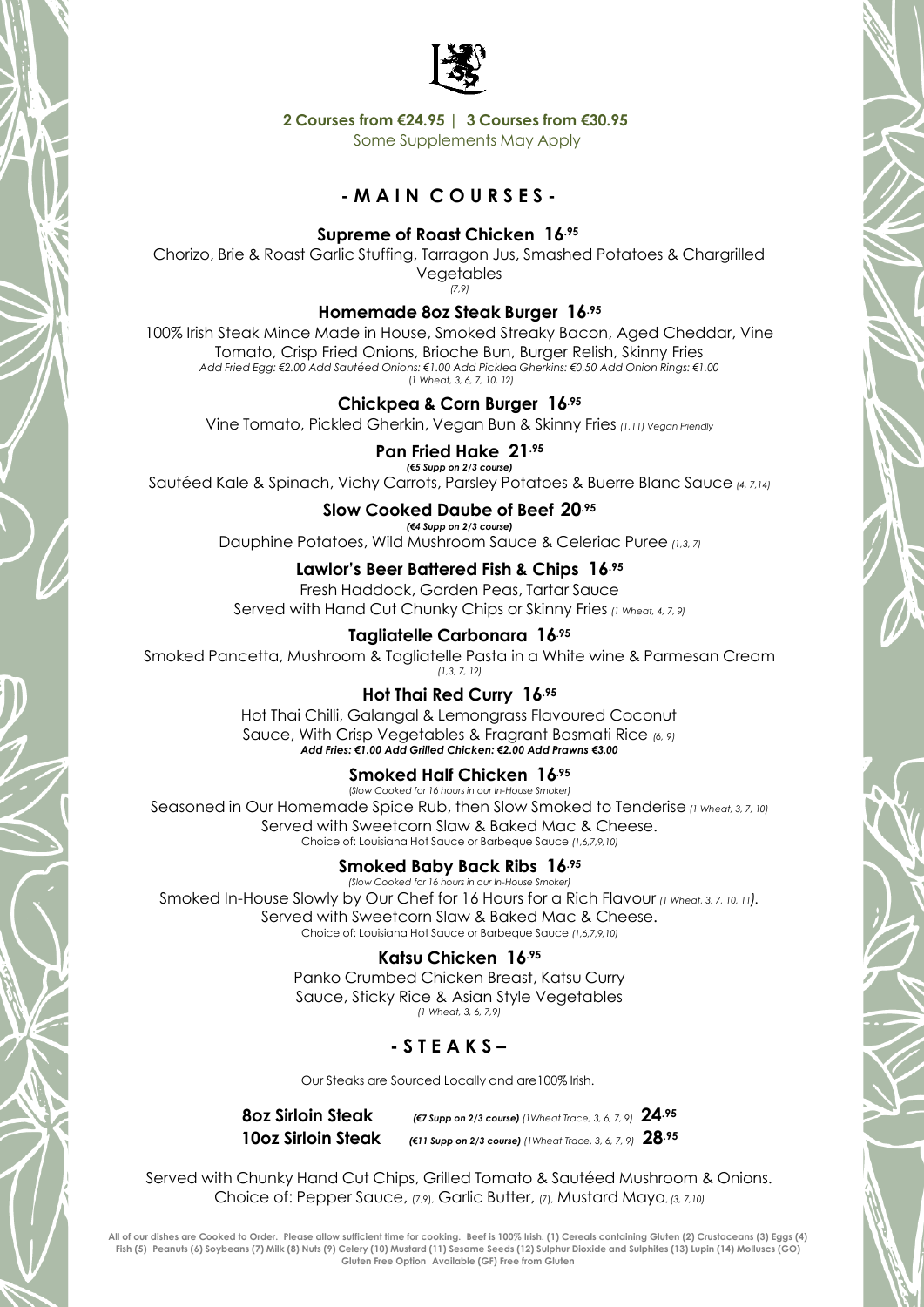**2 Courses from €24.95 | 3 Courses from €30.95**

Some Supplements May Apply

## - M A I N C O U R S E S -

### Supreme of Roast Chicken 16.95

Chorizo, Brie & Roast Garlic Stuffing, Tarragon Jus, Smashed Potatoes & Chargrilled Vegetables

*(7,9)*

### Homemade 8oz Steak Burger 16.95

100% Irish Steak Mince Made in House, Smoked Streaky Bacon, Aged Cheddar, Vine Tomato, Crisp Fried Onions, Brioche Bun, Burger Relish, Skinny Fries

*Add Fried Egg: €2.00 Add Sautéed Onions: €1.00 Add Pickled Gherkins: €0.50 Add Onion Rings: €1.00*

*(1 Wheat, 3, 6, 7, 10, 12)*

### Chickpea & Corn Burger 16.95

Vine Tomato, Pickled Gherkin, Vegan Bun & Skinny Fries *(1,11) Vegan Friendly*

### Pan Fried Hake 21.95

***(€5 Supp on 2/3 course)***

Sautéed Kale & Spinach, Vichy Carrots, Parsley Potatoes & Buerre Blanc Sauce *(4, 7,14)*

### Slow Cooked Daube of Beef 20.95

***(€4 Supp on 2/3 course)***

Dauphine Potatoes, Wild Mushroom Sauce & Celeriac Puree *(1,3, 7)*

### Lawlor's Beer Battered Fish & Chips 16.95

Fresh Haddock, Garden Peas, Tartar Sauce

Served with Hand Cut Chunky Chips or Skinny Fries *(1 Wheat, 4, 7, 9)*

### Tagliatelle Carbonara 16.95

Smoked Pancetta, Mushroom & Tagliatelle Pasta in a White wine & Parmesan Cream

*(1,3, 7, 12)*

### Hot Thai Red Curry 16.95

Hot Thai Chilli, Galangal & Lemongrass Flavoured Coconut Sauce, With Crisp Vegetables & Fragrant Basmati Rice *(6, 9)*

***Add Fries: €1.00 Add Grilled Chicken: €2.00 Add Prawns €3.00***

### Smoked Half Chicken 16.95

*(Slow Cooked for 16 hours in our In-House Smoker)*

Seasoned in Our Homemade Spice Rub, then Slow Smoked to Tenderise *(1 Wheat, 3, 7, 10)*

Served with Sweetcorn Slaw & Baked Mac & Cheese.

Choice of: Louisiana Hot Sauce or Barbeque Sauce *(1,6,7,9,10)*

### Smoked Baby Back Ribs 16.95

*(Slow Cooked for 16 hours in our In-House Smoker)*

Smoked In-House Slowly by Our Chef for 16 Hours for a Rich Flavour *(1 Wheat, 3, 7, 10, 11).*

Served with Sweetcorn Slaw & Baked Mac & Cheese.

Choice of: Louisiana Hot Sauce or Barbeque Sauce *(1,6,7,9,10)*

### Katsu Chicken 16.95

Panko Crumbed Chicken Breast, Katsu Curry Sauce, Sticky Rice & Asian Style Vegetables

*(1 Wheat, 3, 6, 7,9)*

## - S T E A K S –

Our Steaks are Sourced Locally and are100% Irish.

**8oz Sirloin Steak** ***(€7 Supp on 2/3 course)*** *(1Wheat Trace, 3, 6, 7, 9)* **24.95**

**10oz Sirloin Steak** ***(€11 Supp on 2/3 course)*** *(1Wheat Trace, 3, 6, 7, 9)* **28.95**

Served with Chunky Hand Cut Chips, Grilled Tomato & Sautéed Mushroom & Onions.

Choice of: Pepper Sauce, *(7,9)*, Garlic Butter, *(7)*, Mustard Mayo, *(3, 7,10)*

**All of our dishes are Cooked to Order. Please allow sufficient time for cooking. Beef is 100% Irish. (1) Cereals containing Gluten (2) Crustaceans (3) Eggs (4) Fish (5) Peanuts (6) Soybeans (7) Milk (8) Nuts (9) Celery (10) Mustard (11) Sesame Seeds (12) Sulphur Dioxide and Sulphites (13) Lupin (14) Molluscs (GO) Gluten Free Option Available (GF) Free from Gluten**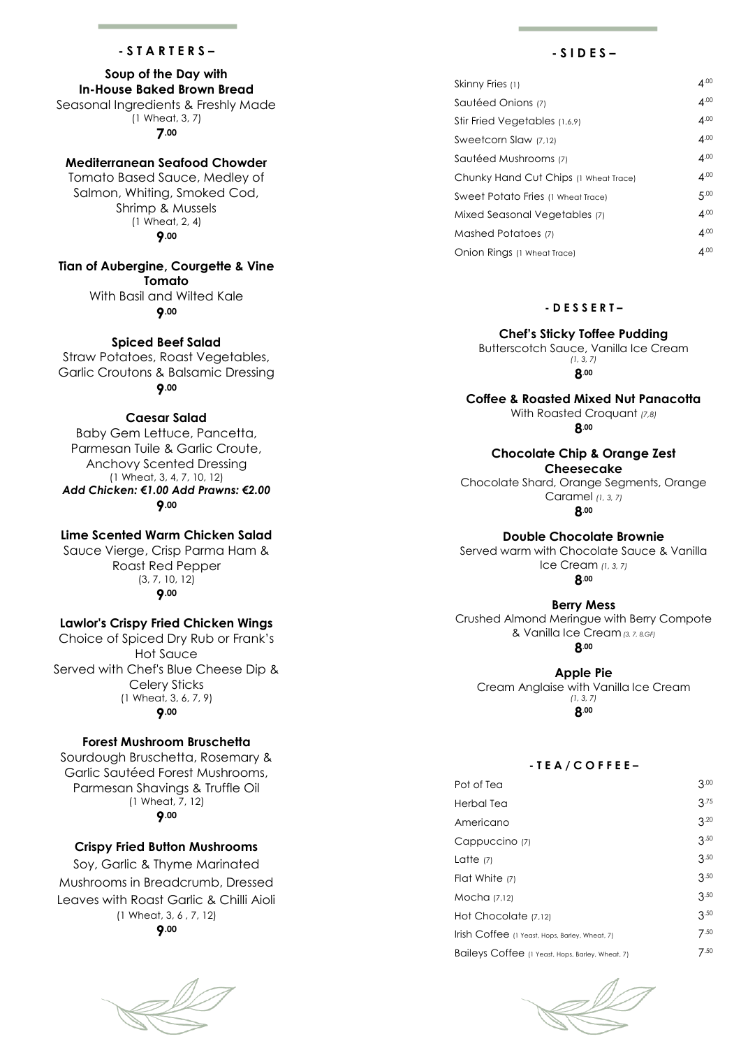## - S T A R T E R S –

### Soup of the Day with In-House Baked Brown Bread

Seasonal Ingredients & Freshly Made
(1 Wheat, 3, 7)
**7.00**

### Mediterranean Seafood Chowder

Tomato Based Sauce, Medley of Salmon, Whiting, Smoked Cod, Shrimp & Mussels
(1 Wheat, 2, 4)
**9.00**

### Tian of Aubergine, Courgette & Vine Tomato

With Basil and Wilted Kale
**9.00**

### Spiced Beef Salad

Straw Potatoes, Roast Vegetables, Garlic Croutons & Balsamic Dressing
**9.00**

### Caesar Salad

Baby Gem Lettuce, Pancetta, Parmesan Tuile & Garlic Croute, Anchovy Scented Dressing
(1 Wheat, 3, 4, 7, 10, 12)
***Add Chicken: €1.00 Add Prawns: €2.00***
**9.00**

### Lime Scented Warm Chicken Salad

Sauce Vierge, Crisp Parma Ham & Roast Red Pepper
(3, 7, 10, 12)
**9.00**

### Lawlor's Crispy Fried Chicken Wings

Choice of Spiced Dry Rub or Frank's Hot Sauce
Served with Chef's Blue Cheese Dip & Celery Sticks
(1 Wheat, 3, 6, 7, 9)
**9.00**

### Forest Mushroom Bruschetta

Sourdough Bruschetta, Rosemary & Garlic Sautéed Forest Mushrooms, Parmesan Shavings & Truffle Oil
(1 Wheat, 7, 12)
**9.00**

### Crispy Fried Button Mushrooms

Soy, Garlic & Thyme Marinated Mushrooms in Breadcrumb, Dressed Leaves with Roast Garlic & Chilli Aioli
(1 Wheat, 3, 6 , 7, 12)
**9.00**

## - S I D E S –

| | |
|---|---|
| Skinny Fries (1) | 4.00 |
| Sautéed Onions (7) | 4.00 |
| Stir Fried Vegetables (1,6,9) | 4.00 |
| Sweetcorn Slaw (7,12) | 4.00 |
| Sautéed Mushrooms (7) | 4.00 |
| Chunky Hand Cut Chips (1 Wheat Trace) | 4.00 |
| Sweet Potato Fries (1 Wheat Trace) | 5.00 |
| Mixed Seasonal Vegetables (7) | 4.00 |
| Mashed Potatoes (7) | 4.00 |
| Onion Rings (1 Wheat Trace) | 4.00 |

## - D E S S E R T –

### Chef's Sticky Toffee Pudding

Butterscotch Sauce, Vanilla Ice Cream
*(1, 3, 7)*
**8.00**

### Coffee & Roasted Mixed Nut Panacotta

With Roasted Croquant *(7,8)*
**8.00**

### Chocolate Chip & Orange Zest Cheesecake

Chocolate Shard, Orange Segments, Orange Caramel *(1, 3, 7)*
**8.00**

### Double Chocolate Brownie

Served warm with Chocolate Sauce & Vanilla Ice Cream *(1, 3, 7)*
**8.00**

### Berry Mess

Crushed Almond Meringue with Berry Compote & Vanilla Ice Cream *(3, 7, 8,GF)*
**8.00**

### Apple Pie

Cream Anglaise with Vanilla Ice Cream
*(1, 3, 7)*
**8.00**

## - T E A / C O F F E E –

| | |
|---|---|
| Pot of Tea | 3.00 |
| Herbal Tea | 3.75 |
| Americano | 3.20 |
| Cappuccino (7) | 3.50 |
| Latte (7) | 3.50 |
| Flat White (7) | 3.50 |
| Mocha (7,12) | 3.50 |
| Hot Chocolate (7,12) | 3.50 |
| Irish Coffee (1 Yeast, Hops, Barley, Wheat, 7) | 7.50 |
| Baileys Coffee (1 Yeast, Hops, Barley, Wheat, 7) | 7.50 |